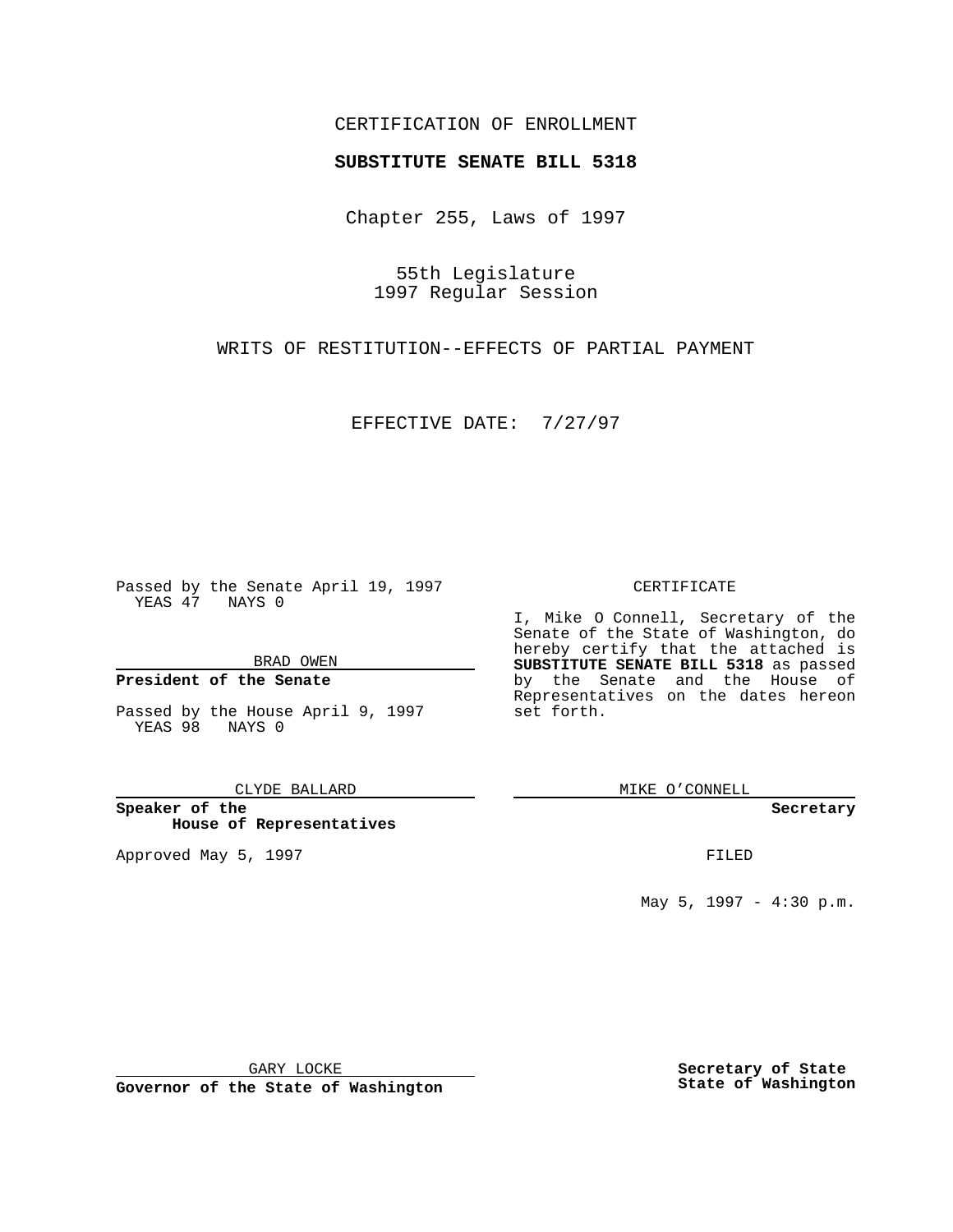CERTIFICATION OF ENROLLMENT

**SUBSTITUTE SENATE BILL 5318**

Chapter 255, Laws of 1997

55th Legislature
1997 Regular Session

WRITS OF RESTITUTION--EFFECTS OF PARTIAL PAYMENT

EFFECTIVE DATE: 7/27/97

Passed by the Senate April 19, 1997
YEAS 47 NAYS 0

BRAD OWEN

**President of the Senate**

Passed by the House April 9, 1997
YEAS 98 NAYS 0

CLYDE BALLARD

**Speaker of the House of Representatives**

Approved May 5, 1997

GARY LOCKE

**Governor of the State of Washington**

CERTIFICATE

I, Mike O Connell, Secretary of the Senate of the State of Washington, do hereby certify that the attached is **SUBSTITUTE SENATE BILL 5318** as passed by the Senate and the House of Representatives on the dates hereon set forth.

MIKE O'CONNELL

**Secretary**

FILED

May 5, 1997 - 4:30 p.m.

**Secretary of State**
**State of Washington**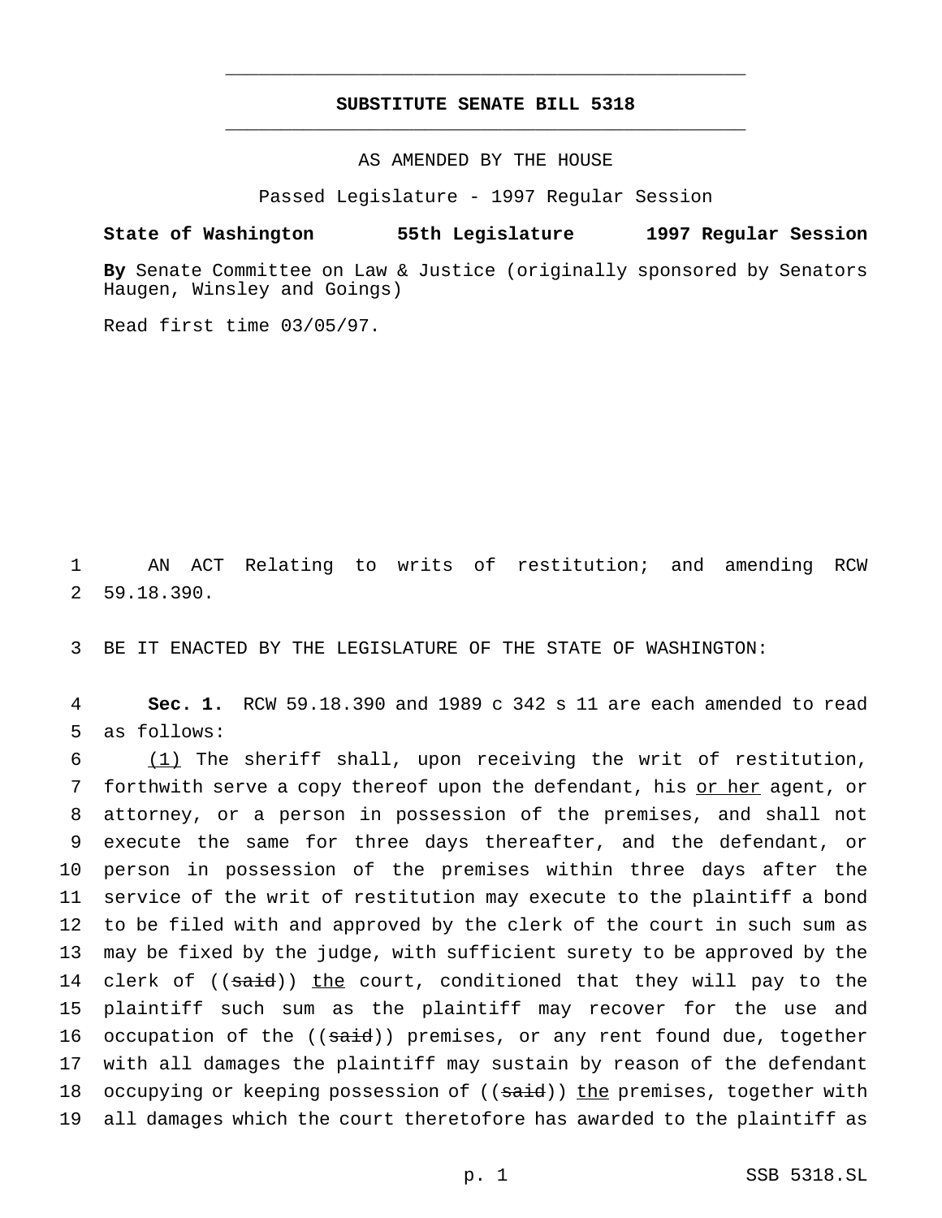**SUBSTITUTE SENATE BILL 5318**

AS AMENDED BY THE HOUSE

Passed Legislature - 1997 Regular Session

**State of Washington 55th Legislature 1997 Regular Session**

**By** Senate Committee on Law & Justice (originally sponsored by Senators Haugen, Winsley and Goings)

Read first time 03/05/97.

AN ACT Relating to writs of restitution; and amending RCW 59.18.390.

BE IT ENACTED BY THE LEGISLATURE OF THE STATE OF WASHINGTON:

**Sec. 1.** RCW 59.18.390 and 1989 c 342 s 11 are each amended to read as follows:

(1) The sheriff shall, upon receiving the writ of restitution, forthwith serve a copy thereof upon the defendant, his or her agent, or attorney, or a person in possession of the premises, and shall not execute the same for three days thereafter, and the defendant, or person in possession of the premises within three days after the service of the writ of restitution may execute to the plaintiff a bond to be filed with and approved by the clerk of the court in such sum as may be fixed by the judge, with sufficient surety to be approved by the clerk of ((~~said~~)) the court, conditioned that they will pay to the plaintiff such sum as the plaintiff may recover for the use and occupation of the ((~~said~~)) premises, or any rent found due, together with all damages the plaintiff may sustain by reason of the defendant occupying or keeping possession of ((~~said~~)) the premises, together with all damages which the court theretofore has awarded to the plaintiff as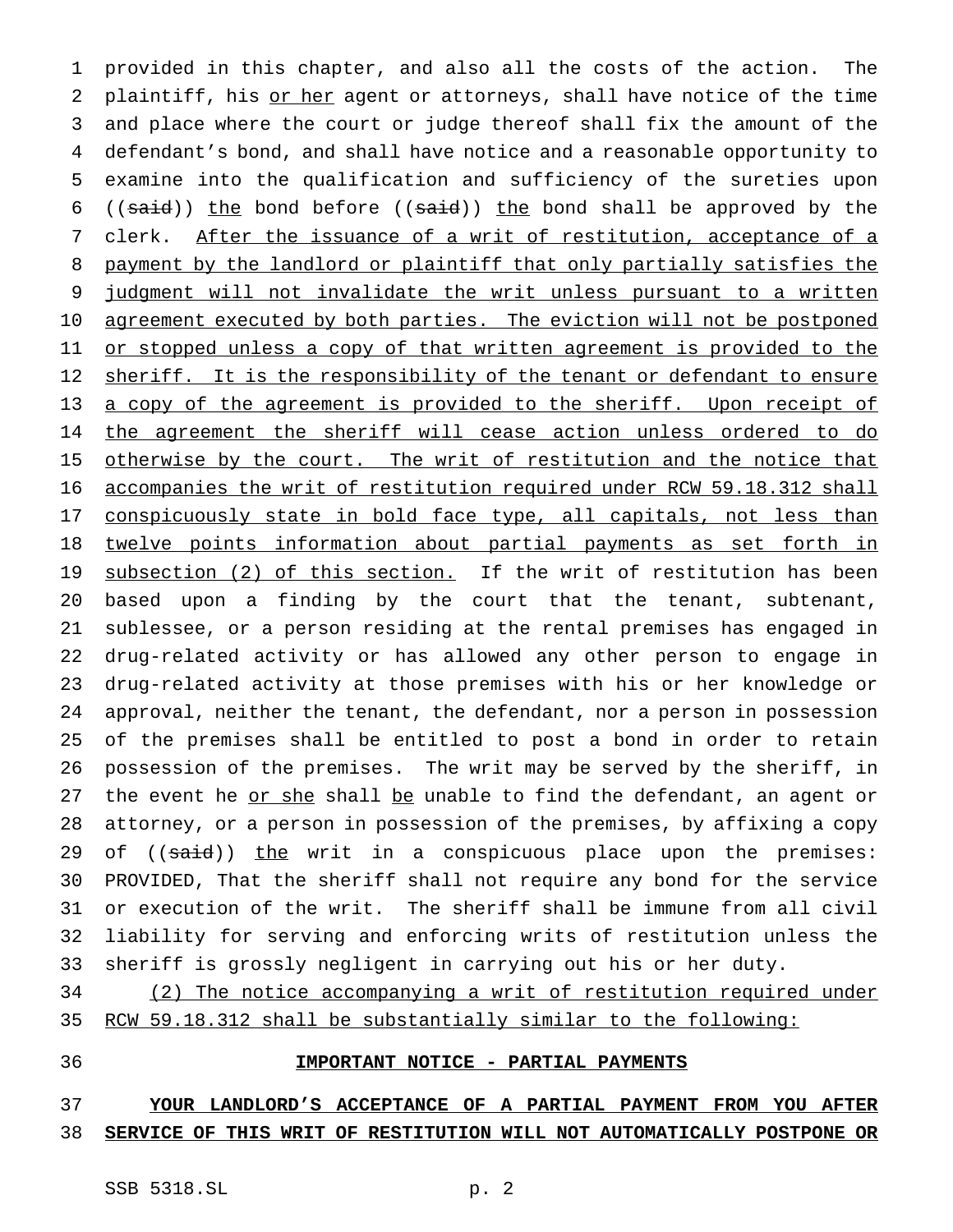provided in this chapter, and also all the costs of the action. The plaintiff, his or her agent or attorneys, shall have notice of the time and place where the court or judge thereof shall fix the amount of the defendant's bond, and shall have notice and a reasonable opportunity to examine into the qualification and sufficiency of the sureties upon ((~~said~~)) the bond before ((~~said~~)) the bond shall be approved by the clerk. After the issuance of a writ of restitution, acceptance of a payment by the landlord or plaintiff that only partially satisfies the judgment will not invalidate the writ unless pursuant to a written agreement executed by both parties. The eviction will not be postponed or stopped unless a copy of that written agreement is provided to the sheriff. It is the responsibility of the tenant or defendant to ensure a copy of the agreement is provided to the sheriff. Upon receipt of the agreement the sheriff will cease action unless ordered to do otherwise by the court. The writ of restitution and the notice that accompanies the writ of restitution required under RCW 59.18.312 shall conspicuously state in bold face type, all capitals, not less than twelve points information about partial payments as set forth in subsection (2) of this section. If the writ of restitution has been based upon a finding by the court that the tenant, subtenant, sublessee, or a person residing at the rental premises has engaged in drug-related activity or has allowed any other person to engage in drug-related activity at those premises with his or her knowledge or approval, neither the tenant, the defendant, nor a person in possession of the premises shall be entitled to post a bond in order to retain possession of the premises. The writ may be served by the sheriff, in the event he or she shall be unable to find the defendant, an agent or attorney, or a person in possession of the premises, by affixing a copy of ((~~said~~)) the writ in a conspicuous place upon the premises: PROVIDED, That the sheriff shall not require any bond for the service or execution of the writ. The sheriff shall be immune from all civil liability for serving and enforcing writs of restitution unless the sheriff is grossly negligent in carrying out his or her duty.

(2) The notice accompanying a writ of restitution required under RCW 59.18.312 shall be substantially similar to the following:

**IMPORTANT NOTICE - PARTIAL PAYMENTS**

**YOUR LANDLORD'S ACCEPTANCE OF A PARTIAL PAYMENT FROM YOU AFTER SERVICE OF THIS WRIT OF RESTITUTION WILL NOT AUTOMATICALLY POSTPONE OR**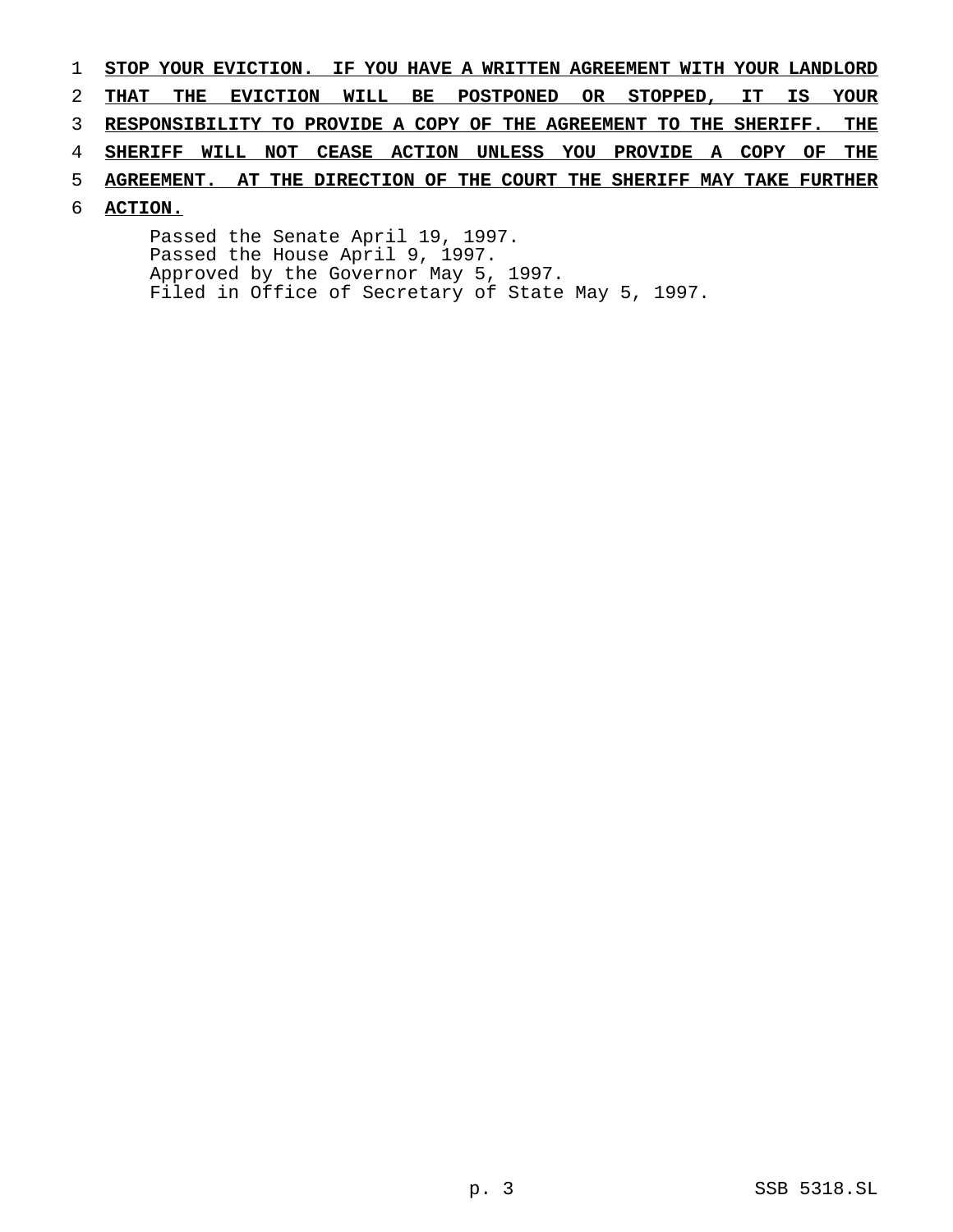**STOP YOUR EVICTION. IF YOU HAVE A WRITTEN AGREEMENT WITH YOUR LANDLORD THAT THE EVICTION WILL BE POSTPONED OR STOPPED, IT IS YOUR RESPONSIBILITY TO PROVIDE A COPY OF THE AGREEMENT TO THE SHERIFF. THE SHERIFF WILL NOT CEASE ACTION UNLESS YOU PROVIDE A COPY OF THE AGREEMENT. AT THE DIRECTION OF THE COURT THE SHERIFF MAY TAKE FURTHER ACTION.**

Passed the Senate April 19, 1997.
Passed the House April 9, 1997.
Approved by the Governor May 5, 1997.
Filed in Office of Secretary of State May 5, 1997.